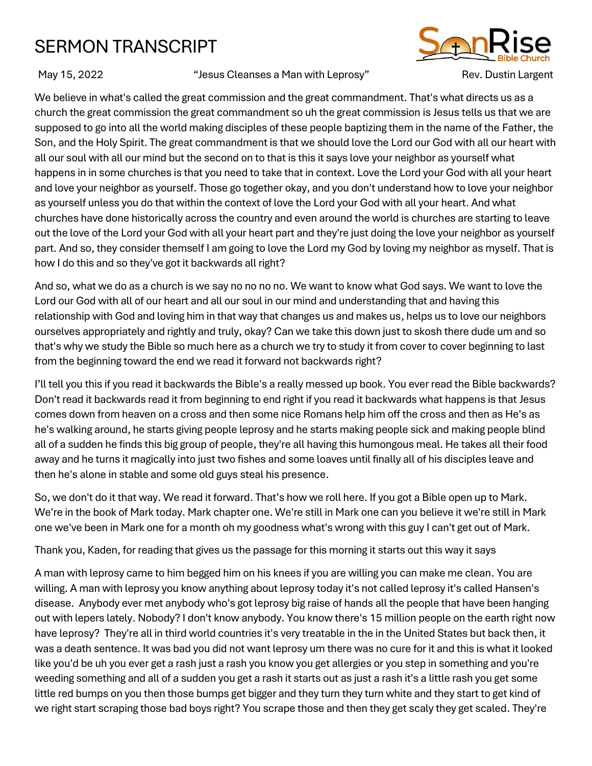# SERMON TRANSCRIPT

May 15, 2022 "Jesus Cleanses a Man with Leprosy" Rev. Dustin Largent

We believe in what's called the great commission and the great commandment. That's what directs us as a church the great commission the great commandment so uh the great commission is Jesus tells us that we are supposed to go into all the world making disciples of these people baptizing them in the name of the Father, the Son, and the Holy Spirit. The great commandment is that we should love the Lord our God with all our heart with all our soul with all our mind but the second on to that is this it says love your neighbor as yourself what happens in in some churches is that you need to take that in context. Love the Lord your God with all your heart and love your neighbor as yourself. Those go together okay, and you don't understand how to love your neighbor as yourself unless you do that within the context of love the Lord your God with all your heart. And what churches have done historically across the country and even around the world is churches are starting to leave out the love of the Lord your God with all your heart part and they're just doing the love your neighbor as yourself part. And so, they consider themself I am going to love the Lord my God by loving my neighbor as myself. That is how I do this and so they've got it backwards all right?

And so, what we do as a church is we say no no no no. We want to know what God says. We want to love the Lord our God with all of our heart and all our soul in our mind and understanding that and having this relationship with God and loving him in that way that changes us and makes us, helps us to love our neighbors ourselves appropriately and rightly and truly, okay? Can we take this down just to skosh there dude um and so that's why we study the Bible so much here as a church we try to study it from cover to cover beginning to last from the beginning toward the end we read it forward not backwards right?

I'll tell you this if you read it backwards the Bible's a really messed up book. You ever read the Bible backwards? Don't read it backwards read it from beginning to end right if you read it backwards what happens is that Jesus comes down from heaven on a cross and then some nice Romans help him off the cross and then as He's as he's walking around, he starts giving people leprosy and he starts making people sick and making people blind all of a sudden he finds this big group of people, they're all having this humongous meal. He takes all their food away and he turns it magically into just two fishes and some loaves until finally all of his disciples leave and then he's alone in stable and some old guys steal his presence.

So, we don't do it that way. We read it forward. That's how we roll here. If you got a Bible open up to Mark. We're in the book of Mark today. Mark chapter one. We're still in Mark one can you believe it we're still in Mark one we've been in Mark one for a month oh my goodness what's wrong with this guy I can't get out of Mark.

Thank you, Kaden, for reading that gives us the passage for this morning it starts out this way it says

A man with leprosy came to him begged him on his knees if you are willing you can make me clean. You are willing. A man with leprosy you know anything about leprosy today it's not called leprosy it's called Hansen's disease. Anybody ever met anybody who's got leprosy big raise of hands all the people that have been hanging out with lepers lately. Nobody? I don't know anybody. You know there's 15 million people on the earth right now have leprosy? They're all in third world countries it's very treatable in the in the United States but back then, it was a death sentence. It was bad you did not want leprosy um there was no cure for it and this is what it looked like you'd be uh you ever get a rash just a rash you know you get allergies or you step in something and you're weeding something and all of a sudden you get a rash it starts out as just a rash it's a little rash you get some little red bumps on you then those bumps get bigger and they turn they turn white and they start to get kind of we right start scraping those bad boys right? You scrape those and then they get scaly they get scaled. They're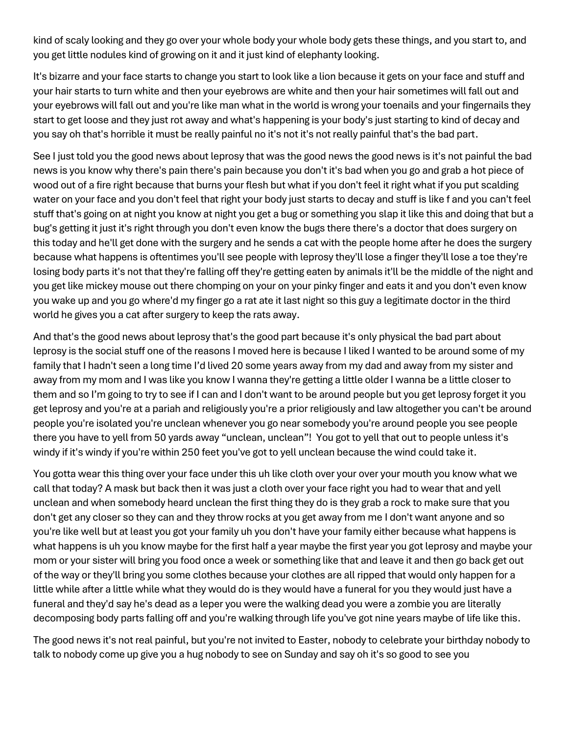kind of scaly looking and they go over your whole body your whole body gets these things, and you start to, and you get little nodules kind of growing on it and it just kind of elephanty looking.

It's bizarre and your face starts to change you start to look like a lion because it gets on your face and stuff and your hair starts to turn white and then your eyebrows are white and then your hair sometimes will fall out and your eyebrows will fall out and you're like man what in the world is wrong your toenails and your fingernails they start to get loose and they just rot away and what's happening is your body's just starting to kind of decay and you say oh that's horrible it must be really painful no it's not it's not really painful that's the bad part.

See I just told you the good news about leprosy that was the good news the good news is it's not painful the bad news is you know why there's pain there's pain because you don't it's bad when you go and grab a hot piece of wood out of a fire right because that burns your flesh but what if you don't feel it right what if you put scalding water on your face and you don't feel that right your body just starts to decay and stuff is like f and you can't feel stuff that's going on at night you know at night you get a bug or something you slap it like this and doing that but a bug's getting it just it's right through you don't even know the bugs there there's a doctor that does surgery on this today and he'll get done with the surgery and he sends a cat with the people home after he does the surgery because what happens is oftentimes you'll see people with leprosy they'll lose a finger they'll lose a toe they're losing body parts it's not that they're falling off they're getting eaten by animals it'll be the middle of the night and you get like mickey mouse out there chomping on your on your pinky finger and eats it and you don't even know you wake up and you go where'd my finger go a rat ate it last night so this guy a legitimate doctor in the third world he gives you a cat after surgery to keep the rats away.

And that's the good news about leprosy that's the good part because it's only physical the bad part about leprosy is the social stuff one of the reasons I moved here is because I liked I wanted to be around some of my family that I hadn't seen a long time I'd lived 20 some years away from my dad and away from my sister and away from my mom and I was like you know I wanna they're getting a little older I wanna be a little closer to them and so I'm going to try to see if I can and I don't want to be around people but you get leprosy forget it you get leprosy and you're at a pariah and religiously you're a prior religiously and law altogether you can't be around people you're isolated you're unclean whenever you go near somebody you're around people you see people there you have to yell from 50 yards away "unclean, unclean"! You got to yell that out to people unless it's windy if it's windy if you're within 250 feet you've got to yell unclean because the wind could take it.

You gotta wear this thing over your face under this uh like cloth over your over your mouth you know what we call that today? A mask but back then it was just a cloth over your face right you had to wear that and yell unclean and when somebody heard unclean the first thing they do is they grab a rock to make sure that you don't get any closer so they can and they throw rocks at you get away from me I don't want anyone and so you're like well but at least you got your family uh you don't have your family either because what happens is what happens is uh you know maybe for the first half a year maybe the first year you got leprosy and maybe your mom or your sister will bring you food once a week or something like that and leave it and then go back get out of the way or they'll bring you some clothes because your clothes are all ripped that would only happen for a little while after a little while what they would do is they would have a funeral for you they would just have a funeral and they'd say he's dead as a leper you were the walking dead you were a zombie you are literally decomposing body parts falling off and you're walking through life you've got nine years maybe of life like this.

The good news it's not real painful, but you're not invited to Easter, nobody to celebrate your birthday nobody to talk to nobody come up give you a hug nobody to see on Sunday and say oh it's so good to see you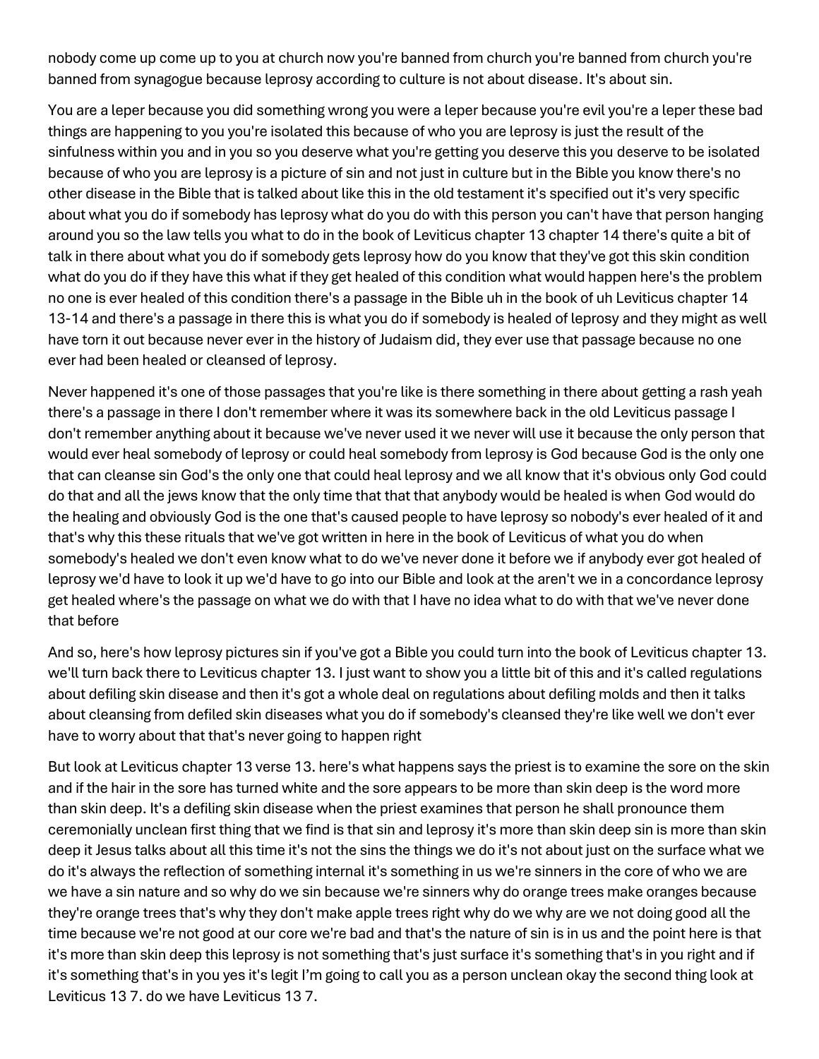nobody come up come up to you at church now you're banned from church you're banned from church you're banned from synagogue because leprosy according to culture is not about disease. It's about sin.

You are a leper because you did something wrong you were a leper because you're evil you're a leper these bad things are happening to you you're isolated this because of who you are leprosy is just the result of the sinfulness within you and in you so you deserve what you're getting you deserve this you deserve to be isolated because of who you are leprosy is a picture of sin and not just in culture but in the Bible you know there's no other disease in the Bible that is talked about like this in the old testament it's specified out it's very specific about what you do if somebody has leprosy what do you do with this person you can't have that person hanging around you so the law tells you what to do in the book of Leviticus chapter 13 chapter 14 there's quite a bit of talk in there about what you do if somebody gets leprosy how do you know that they've got this skin condition what do you do if they have this what if they get healed of this condition what would happen here's the problem no one is ever healed of this condition there's a passage in the Bible uh in the book of uh Leviticus chapter 14 13-14 and there's a passage in there this is what you do if somebody is healed of leprosy and they might as well have torn it out because never ever in the history of Judaism did, they ever use that passage because no one ever had been healed or cleansed of leprosy.

Never happened it's one of those passages that you're like is there something in there about getting a rash yeah there's a passage in there I don't remember where it was its somewhere back in the old Leviticus passage I don't remember anything about it because we've never used it we never will use it because the only person that would ever heal somebody of leprosy or could heal somebody from leprosy is God because God is the only one that can cleanse sin God's the only one that could heal leprosy and we all know that it's obvious only God could do that and all the jews know that the only time that that that anybody would be healed is when God would do the healing and obviously God is the one that's caused people to have leprosy so nobody's ever healed of it and that's why this these rituals that we've got written in here in the book of Leviticus of what you do when somebody's healed we don't even know what to do we've never done it before we if anybody ever got healed of leprosy we'd have to look it up we'd have to go into our Bible and look at the aren't we in a concordance leprosy get healed where's the passage on what we do with that I have no idea what to do with that we've never done that before

And so, here's how leprosy pictures sin if you've got a Bible you could turn into the book of Leviticus chapter 13. we'll turn back there to Leviticus chapter 13. I just want to show you a little bit of this and it's called regulations about defiling skin disease and then it's got a whole deal on regulations about defiling molds and then it talks about cleansing from defiled skin diseases what you do if somebody's cleansed they're like well we don't ever have to worry about that that's never going to happen right

But look at Leviticus chapter 13 verse 13. here's what happens says the priest is to examine the sore on the skin and if the hair in the sore has turned white and the sore appears to be more than skin deep is the word more than skin deep. It's a defiling skin disease when the priest examines that person he shall pronounce them ceremonially unclean first thing that we find is that sin and leprosy it's more than skin deep sin is more than skin deep it Jesus talks about all this time it's not the sins the things we do it's not about just on the surface what we do it's always the reflection of something internal it's something in us we're sinners in the core of who we are we have a sin nature and so why do we sin because we're sinners why do orange trees make oranges because they're orange trees that's why they don't make apple trees right why do we why are we not doing good all the time because we're not good at our core we're bad and that's the nature of sin is in us and the point here is that it's more than skin deep this leprosy is not something that's just surface it's something that's in you right and if it's something that's in you yes it's legit I'm going to call you as a person unclean okay the second thing look at Leviticus 13 7. do we have Leviticus 13 7.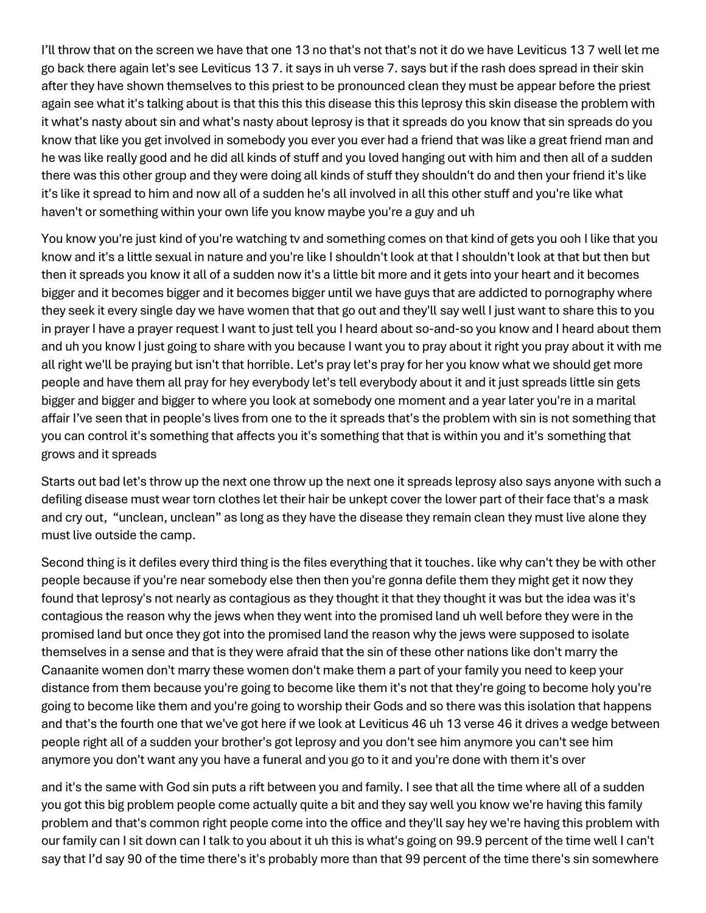I'll throw that on the screen we have that one 13 no that's not that's not it do we have Leviticus 13 7 well let me go back there again let's see Leviticus 13 7. it says in uh verse 7. says but if the rash does spread in their skin after they have shown themselves to this priest to be pronounced clean they must be appear before the priest again see what it's talking about is that this this this disease this this leprosy this skin disease the problem with it what's nasty about sin and what's nasty about leprosy is that it spreads do you know that sin spreads do you know that like you get involved in somebody you ever you ever had a friend that was like a great friend man and he was like really good and he did all kinds of stuff and you loved hanging out with him and then all of a sudden there was this other group and they were doing all kinds of stuff they shouldn't do and then your friend it's like it's like it spread to him and now all of a sudden he's all involved in all this other stuff and you're like what haven't or something within your own life you know maybe you're a guy and uh

You know you're just kind of you're watching tv and something comes on that kind of gets you ooh I like that you know and it's a little sexual in nature and you're like I shouldn't look at that I shouldn't look at that but then but then it spreads you know it all of a sudden now it's a little bit more and it gets into your heart and it becomes bigger and it becomes bigger and it becomes bigger until we have guys that are addicted to pornography where they seek it every single day we have women that that go out and they'll say well I just want to share this to you in prayer I have a prayer request I want to just tell you I heard about so-and-so you know and I heard about them and uh you know I just going to share with you because I want you to pray about it right you pray about it with me all right we'll be praying but isn't that horrible. Let's pray let's pray for her you know what we should get more people and have them all pray for hey everybody let's tell everybody about it and it just spreads little sin gets bigger and bigger and bigger to where you look at somebody one moment and a year later you're in a marital affair I've seen that in people's lives from one to the it spreads that's the problem with sin is not something that you can control it's something that affects you it's something that that is within you and it's something that grows and it spreads

Starts out bad let's throw up the next one throw up the next one it spreads leprosy also says anyone with such a defiling disease must wear torn clothes let their hair be unkept cover the lower part of their face that's a mask and cry out, "unclean, unclean" as long as they have the disease they remain clean they must live alone they must live outside the camp.

Second thing is it defiles every third thing is the files everything that it touches. like why can't they be with other people because if you're near somebody else then then you're gonna defile them they might get it now they found that leprosy's not nearly as contagious as they thought it that they thought it was but the idea was it's contagious the reason why the jews when they went into the promised land uh well before they were in the promised land but once they got into the promised land the reason why the jews were supposed to isolate themselves in a sense and that is they were afraid that the sin of these other nations like don't marry the Canaanite women don't marry these women don't make them a part of your family you need to keep your distance from them because you're going to become like them it's not that they're going to become holy you're going to become like them and you're going to worship their Gods and so there was this isolation that happens and that's the fourth one that we've got here if we look at Leviticus 46 uh 13 verse 46 it drives a wedge between people right all of a sudden your brother's got leprosy and you don't see him anymore you can't see him anymore you don't want any you have a funeral and you go to it and you're done with them it's over

and it's the same with God sin puts a rift between you and family. I see that all the time where all of a sudden you got this big problem people come actually quite a bit and they say well you know we're having this family problem and that's common right people come into the office and they'll say hey we're having this problem with our family can I sit down can I talk to you about it uh this is what's going on 99.9 percent of the time well I can't say that I'd say 90 of the time there's it's probably more than that 99 percent of the time there's sin somewhere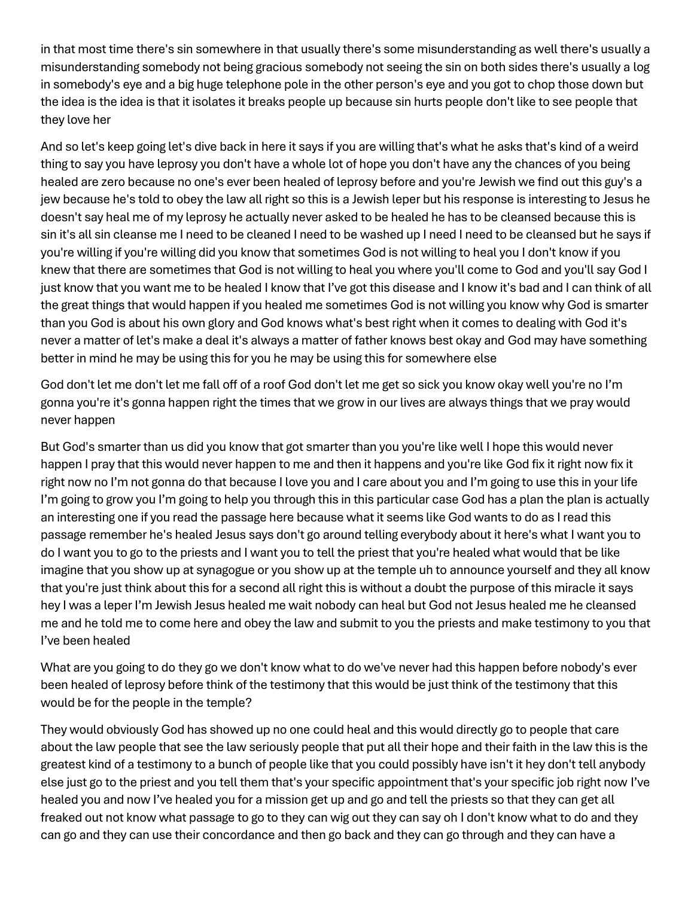in that most time there's sin somewhere in that usually there's some misunderstanding as well there's usually a misunderstanding somebody not being gracious somebody not seeing the sin on both sides there's usually a log in somebody's eye and a big huge telephone pole in the other person's eye and you got to chop those down but the idea is the idea is that it isolates it breaks people up because sin hurts people don't like to see people that they love her

And so let's keep going let's dive back in here it says if you are willing that's what he asks that's kind of a weird thing to say you have leprosy you don't have a whole lot of hope you don't have any the chances of you being healed are zero because no one's ever been healed of leprosy before and you're Jewish we find out this guy's a jew because he's told to obey the law all right so this is a Jewish leper but his response is interesting to Jesus he doesn't say heal me of my leprosy he actually never asked to be healed he has to be cleansed because this is sin it's all sin cleanse me I need to be cleaned I need to be washed up I need I need to be cleansed but he says if you're willing if you're willing did you know that sometimes God is not willing to heal you I don't know if you knew that there are sometimes that God is not willing to heal you where you'll come to God and you'll say God I just know that you want me to be healed I know that I've got this disease and I know it's bad and I can think of all the great things that would happen if you healed me sometimes God is not willing you know why God is smarter than you God is about his own glory and God knows what's best right when it comes to dealing with God it's never a matter of let's make a deal it's always a matter of father knows best okay and God may have something better in mind he may be using this for you he may be using this for somewhere else

God don't let me don't let me fall off of a roof God don't let me get so sick you know okay well you're no I'm gonna you're it's gonna happen right the times that we grow in our lives are always things that we pray would never happen

But God's smarter than us did you know that got smarter than you you're like well I hope this would never happen I pray that this would never happen to me and then it happens and you're like God fix it right now fix it right now no I'm not gonna do that because I love you and I care about you and I'm going to use this in your life I'm going to grow you I'm going to help you through this in this particular case God has a plan the plan is actually an interesting one if you read the passage here because what it seems like God wants to do as I read this passage remember he's healed Jesus says don't go around telling everybody about it here's what I want you to do I want you to go to the priests and I want you to tell the priest that you're healed what would that be like imagine that you show up at synagogue or you show up at the temple uh to announce yourself and they all know that you're just think about this for a second all right this is without a doubt the purpose of this miracle it says hey I was a leper I'm Jewish Jesus healed me wait nobody can heal but God not Jesus healed me he cleansed me and he told me to come here and obey the law and submit to you the priests and make testimony to you that I've been healed

What are you going to do they go we don't know what to do we've never had this happen before nobody's ever been healed of leprosy before think of the testimony that this would be just think of the testimony that this would be for the people in the temple?

They would obviously God has showed up no one could heal and this would directly go to people that care about the law people that see the law seriously people that put all their hope and their faith in the law this is the greatest kind of a testimony to a bunch of people like that you could possibly have isn't it hey don't tell anybody else just go to the priest and you tell them that's your specific appointment that's your specific job right now I've healed you and now I've healed you for a mission get up and go and tell the priests so that they can get all freaked out not know what passage to go to they can wig out they can say oh I don't know what to do and they can go and they can use their concordance and then go back and they can go through and they can have a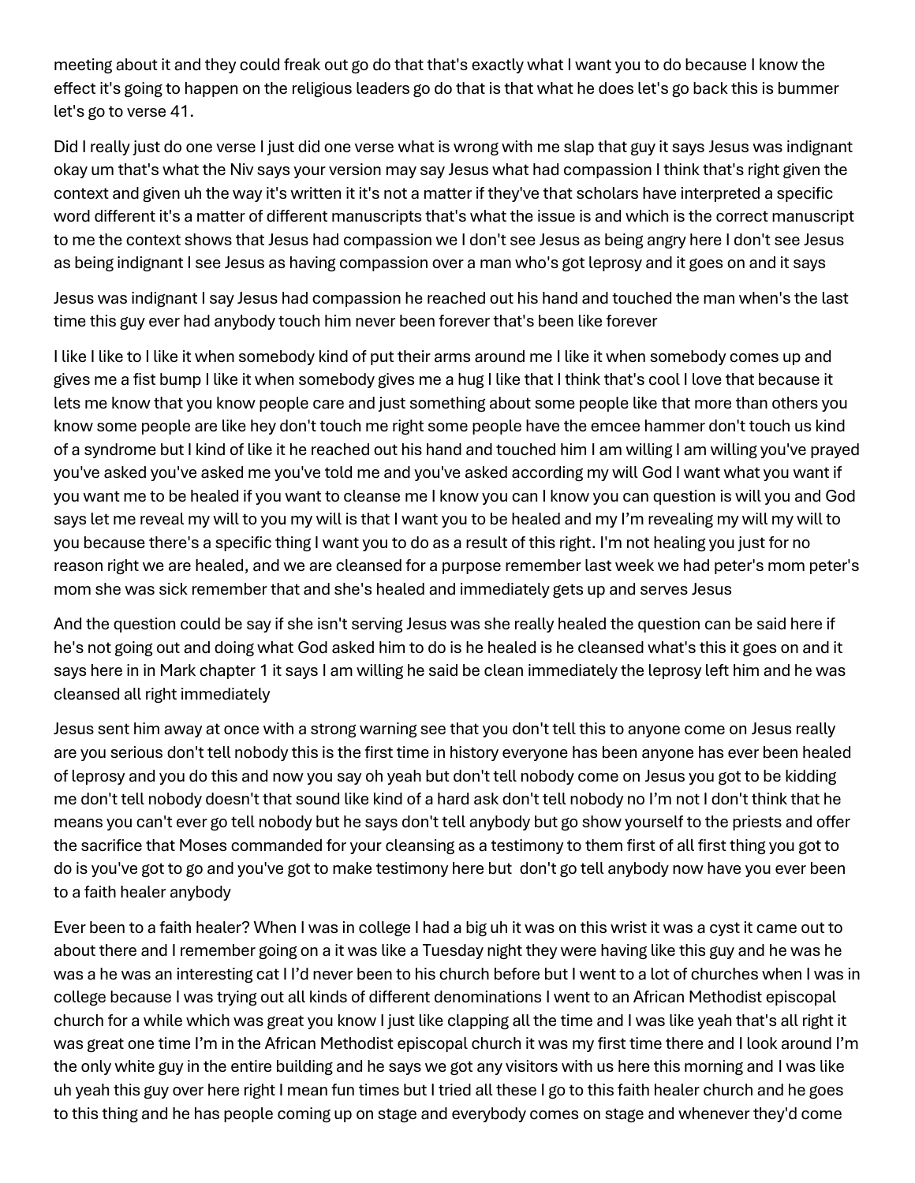meeting about it and they could freak out go do that that's exactly what I want you to do because I know the effect it's going to happen on the religious leaders go do that is that what he does let's go back this is bummer let's go to verse 41.

Did I really just do one verse I just did one verse what is wrong with me slap that guy it says Jesus was indignant okay um that's what the Niv says your version may say Jesus what had compassion I think that's right given the context and given uh the way it's written it it's not a matter if they've that scholars have interpreted a specific word different it's a matter of different manuscripts that's what the issue is and which is the correct manuscript to me the context shows that Jesus had compassion we I don't see Jesus as being angry here I don't see Jesus as being indignant I see Jesus as having compassion over a man who's got leprosy and it goes on and it says

Jesus was indignant I say Jesus had compassion he reached out his hand and touched the man when's the last time this guy ever had anybody touch him never been forever that's been like forever

I like I like to I like it when somebody kind of put their arms around me I like it when somebody comes up and gives me a fist bump I like it when somebody gives me a hug I like that I think that's cool I love that because it lets me know that you know people care and just something about some people like that more than others you know some people are like hey don't touch me right some people have the emcee hammer don't touch us kind of a syndrome but I kind of like it he reached out his hand and touched him I am willing I am willing you've prayed you've asked you've asked me you've told me and you've asked according my will God I want what you want if you want me to be healed if you want to cleanse me I know you can I know you can question is will you and God says let me reveal my will to you my will is that I want you to be healed and my I'm revealing my will my will to you because there's a specific thing I want you to do as a result of this right. I'm not healing you just for no reason right we are healed, and we are cleansed for a purpose remember last week we had peter's mom peter's mom she was sick remember that and she's healed and immediately gets up and serves Jesus

And the question could be say if she isn't serving Jesus was she really healed the question can be said here if he's not going out and doing what God asked him to do is he healed is he cleansed what's this it goes on and it says here in in Mark chapter 1 it says I am willing he said be clean immediately the leprosy left him and he was cleansed all right immediately

Jesus sent him away at once with a strong warning see that you don't tell this to anyone come on Jesus really are you serious don't tell nobody this is the first time in history everyone has been anyone has ever been healed of leprosy and you do this and now you say oh yeah but don't tell nobody come on Jesus you got to be kidding me don't tell nobody doesn't that sound like kind of a hard ask don't tell nobody no I'm not I don't think that he means you can't ever go tell nobody but he says don't tell anybody but go show yourself to the priests and offer the sacrifice that Moses commanded for your cleansing as a testimony to them first of all first thing you got to do is you've got to go and you've got to make testimony here but don't go tell anybody now have you ever been to a faith healer anybody

Ever been to a faith healer? When I was in college I had a big uh it was on this wrist it was a cyst it came out to about there and I remember going on a it was like a Tuesday night they were having like this guy and he was he was a he was an interesting cat I I'd never been to his church before but I went to a lot of churches when I was in college because I was trying out all kinds of different denominations I went to an African Methodist episcopal church for a while which was great you know I just like clapping all the time and I was like yeah that's all right it was great one time I'm in the African Methodist episcopal church it was my first time there and I look around I'm the only white guy in the entire building and he says we got any visitors with us here this morning and I was like uh yeah this guy over here right I mean fun times but I tried all these I go to this faith healer church and he goes to this thing and he has people coming up on stage and everybody comes on stage and whenever they'd come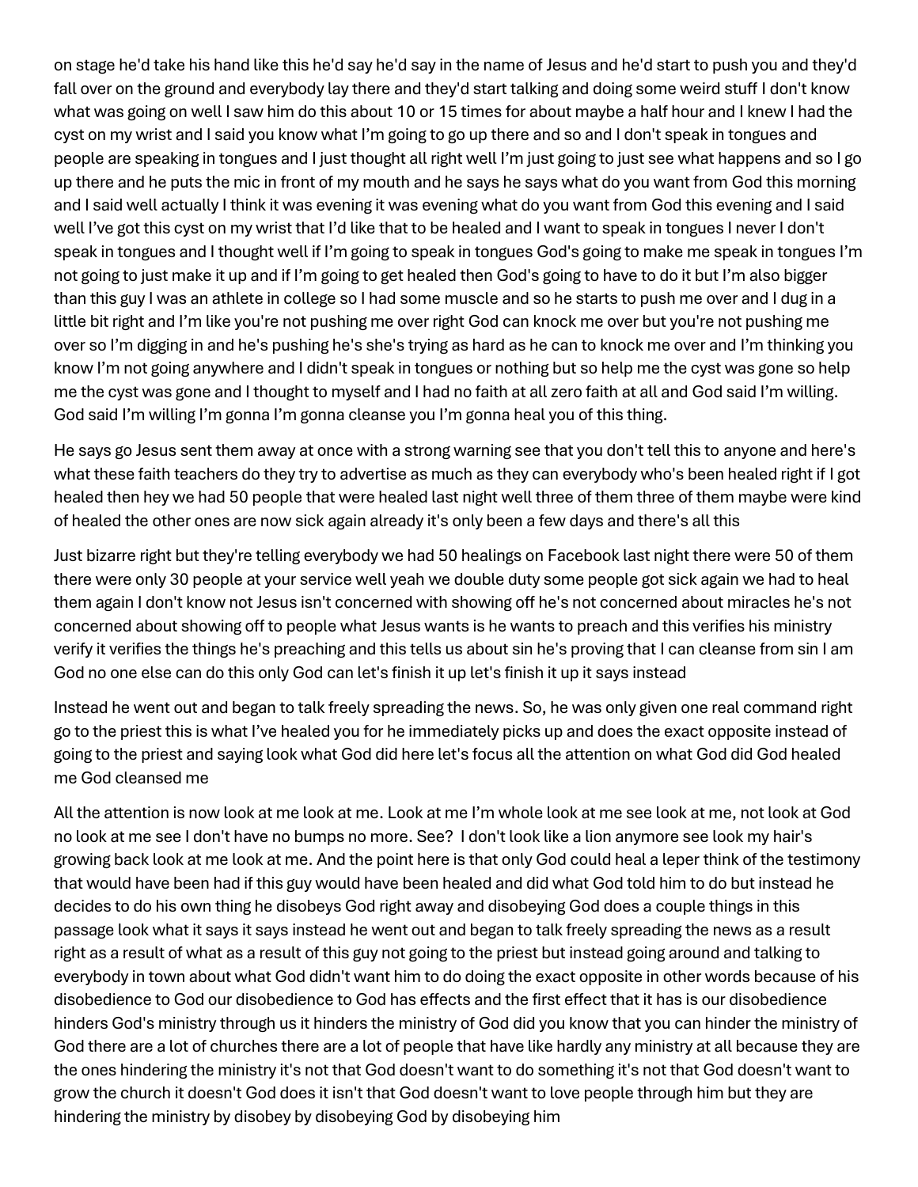on stage he'd take his hand like this he'd say he'd say in the name of Jesus and he'd start to push you and they'd fall over on the ground and everybody lay there and they'd start talking and doing some weird stuff I don't know what was going on well I saw him do this about 10 or 15 times for about maybe a half hour and I knew I had the cyst on my wrist and I said you know what I'm going to go up there and so and I don't speak in tongues and people are speaking in tongues and I just thought all right well I'm just going to just see what happens and so I go up there and he puts the mic in front of my mouth and he says he says what do you want from God this morning and I said well actually I think it was evening it was evening what do you want from God this evening and I said well I've got this cyst on my wrist that I'd like that to be healed and I want to speak in tongues I never I don't speak in tongues and I thought well if I'm going to speak in tongues God's going to make me speak in tongues I'm not going to just make it up and if I'm going to get healed then God's going to have to do it but I'm also bigger than this guy I was an athlete in college so I had some muscle and so he starts to push me over and I dug in a little bit right and I'm like you're not pushing me over right God can knock me over but you're not pushing me over so I'm digging in and he's pushing he's she's trying as hard as he can to knock me over and I'm thinking you know I'm not going anywhere and I didn't speak in tongues or nothing but so help me the cyst was gone so help me the cyst was gone and I thought to myself and I had no faith at all zero faith at all and God said I'm willing. God said I'm willing I'm gonna I'm gonna cleanse you I'm gonna heal you of this thing.

He says go Jesus sent them away at once with a strong warning see that you don't tell this to anyone and here's what these faith teachers do they try to advertise as much as they can everybody who's been healed right if I got healed then hey we had 50 people that were healed last night well three of them three of them maybe were kind of healed the other ones are now sick again already it's only been a few days and there's all this

Just bizarre right but they're telling everybody we had 50 healings on Facebook last night there were 50 of them there were only 30 people at your service well yeah we double duty some people got sick again we had to heal them again I don't know not Jesus isn't concerned with showing off he's not concerned about miracles he's not concerned about showing off to people what Jesus wants is he wants to preach and this verifies his ministry verify it verifies the things he's preaching and this tells us about sin he's proving that I can cleanse from sin I am God no one else can do this only God can let's finish it up let's finish it up it says instead

Instead he went out and began to talk freely spreading the news. So, he was only given one real command right go to the priest this is what I've healed you for he immediately picks up and does the exact opposite instead of going to the priest and saying look what God did here let's focus all the attention on what God did God healed me God cleansed me

All the attention is now look at me look at me. Look at me I'm whole look at me see look at me, not look at God no look at me see I don't have no bumps no more. See? I don't look like a lion anymore see look my hair's growing back look at me look at me. And the point here is that only God could heal a leper think of the testimony that would have been had if this guy would have been healed and did what God told him to do but instead he decides to do his own thing he disobeys God right away and disobeying God does a couple things in this passage look what it says it says instead he went out and began to talk freely spreading the news as a result right as a result of what as a result of this guy not going to the priest but instead going around and talking to everybody in town about what God didn't want him to do doing the exact opposite in other words because of his disobedience to God our disobedience to God has effects and the first effect that it has is our disobedience hinders God's ministry through us it hinders the ministry of God did you know that you can hinder the ministry of God there are a lot of churches there are a lot of people that have like hardly any ministry at all because they are the ones hindering the ministry it's not that God doesn't want to do something it's not that God doesn't want to grow the church it doesn't God does it isn't that God doesn't want to love people through him but they are hindering the ministry by disobey by disobeying God by disobeying him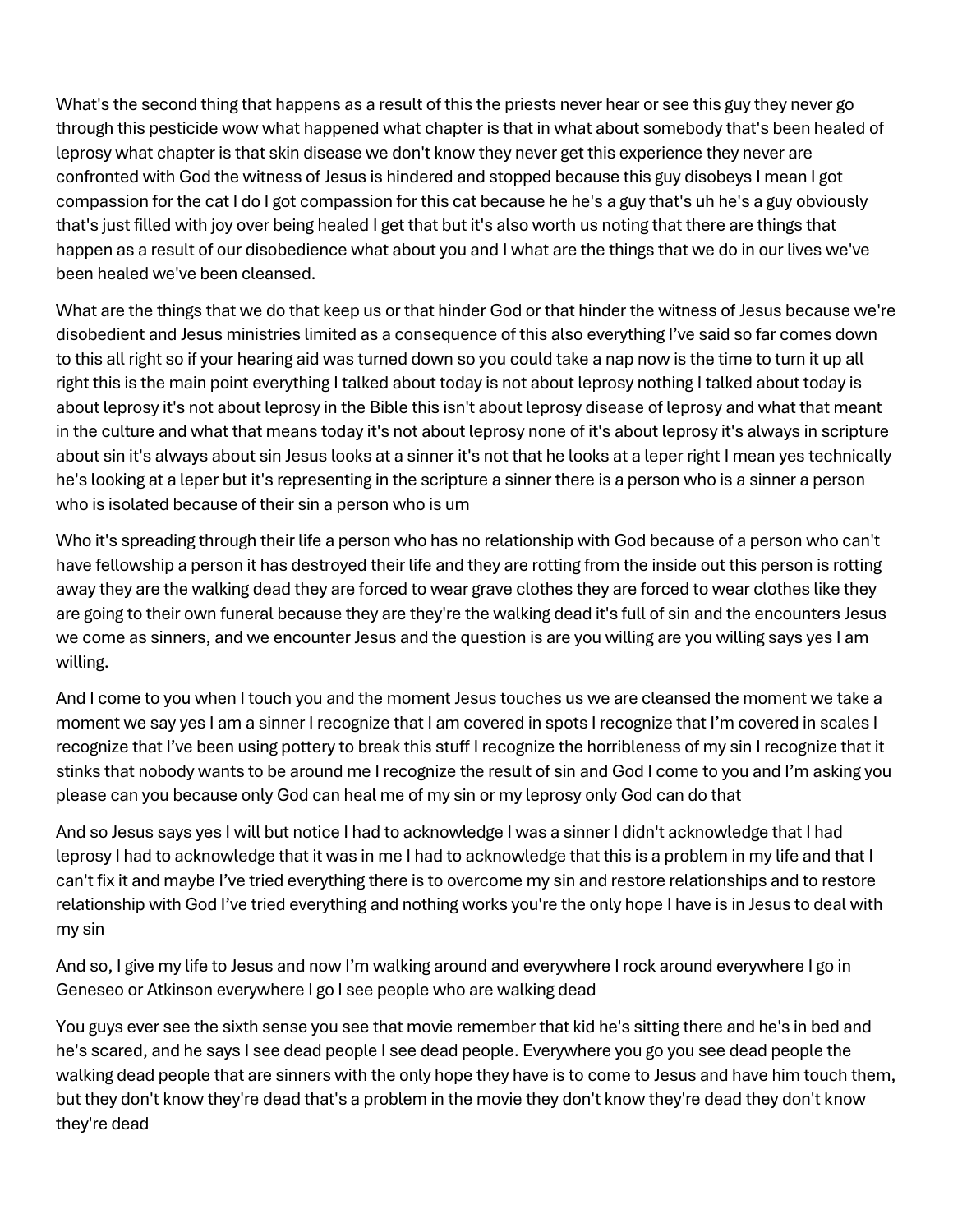What's the second thing that happens as a result of this the priests never hear or see this guy they never go through this pesticide wow what happened what chapter is that in what about somebody that's been healed of leprosy what chapter is that skin disease we don't know they never get this experience they never are confronted with God the witness of Jesus is hindered and stopped because this guy disobeys I mean I got compassion for the cat I do I got compassion for this cat because he he's a guy that's uh he's a guy obviously that's just filled with joy over being healed I get that but it's also worth us noting that there are things that happen as a result of our disobedience what about you and I what are the things that we do in our lives we've been healed we've been cleansed.

What are the things that we do that keep us or that hinder God or that hinder the witness of Jesus because we're disobedient and Jesus ministries limited as a consequence of this also everything I've said so far comes down to this all right so if your hearing aid was turned down so you could take a nap now is the time to turn it up all right this is the main point everything I talked about today is not about leprosy nothing I talked about today is about leprosy it's not about leprosy in the Bible this isn't about leprosy disease of leprosy and what that meant in the culture and what that means today it's not about leprosy none of it's about leprosy it's always in scripture about sin it's always about sin Jesus looks at a sinner it's not that he looks at a leper right I mean yes technically he's looking at a leper but it's representing in the scripture a sinner there is a person who is a sinner a person who is isolated because of their sin a person who is um

Who it's spreading through their life a person who has no relationship with God because of a person who can't have fellowship a person it has destroyed their life and they are rotting from the inside out this person is rotting away they are the walking dead they are forced to wear grave clothes they are forced to wear clothes like they are going to their own funeral because they are they're the walking dead it's full of sin and the encounters Jesus we come as sinners, and we encounter Jesus and the question is are you willing are you willing says yes I am willing.

And I come to you when I touch you and the moment Jesus touches us we are cleansed the moment we take a moment we say yes I am a sinner I recognize that I am covered in spots I recognize that I'm covered in scales I recognize that I've been using pottery to break this stuff I recognize the horribleness of my sin I recognize that it stinks that nobody wants to be around me I recognize the result of sin and God I come to you and I'm asking you please can you because only God can heal me of my sin or my leprosy only God can do that

And so Jesus says yes I will but notice I had to acknowledge I was a sinner I didn't acknowledge that I had leprosy I had to acknowledge that it was in me I had to acknowledge that this is a problem in my life and that I can't fix it and maybe I've tried everything there is to overcome my sin and restore relationships and to restore relationship with God I've tried everything and nothing works you're the only hope I have is in Jesus to deal with my sin

And so, I give my life to Jesus and now I'm walking around and everywhere I rock around everywhere I go in Geneseo or Atkinson everywhere I go I see people who are walking dead

You guys ever see the sixth sense you see that movie remember that kid he's sitting there and he's in bed and he's scared, and he says I see dead people I see dead people. Everywhere you go you see dead people the walking dead people that are sinners with the only hope they have is to come to Jesus and have him touch them, but they don't know they're dead that's a problem in the movie they don't know they're dead they don't know they're dead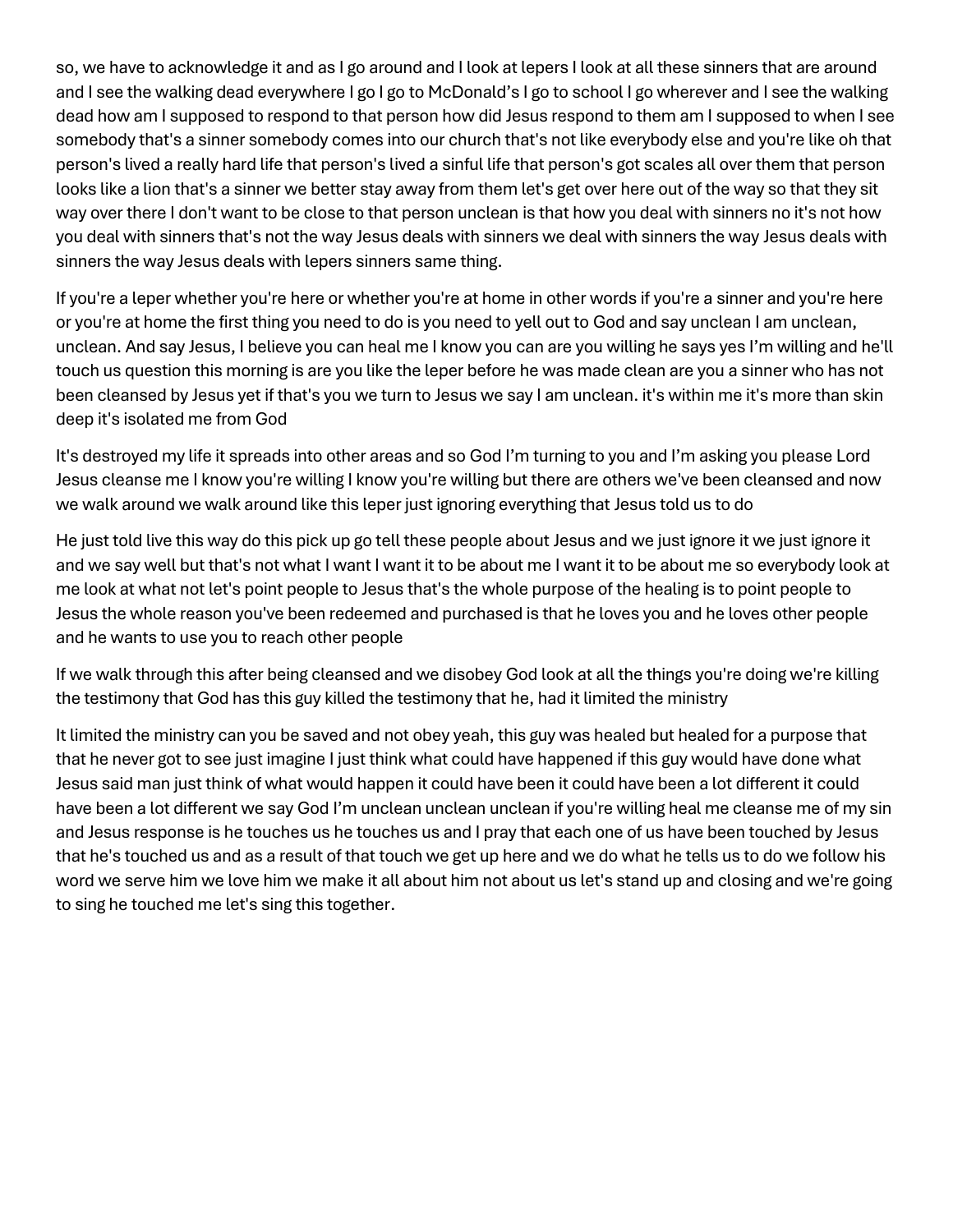so, we have to acknowledge it and as I go around and I look at lepers I look at all these sinners that are around and I see the walking dead everywhere I go I go to McDonald's I go to school I go wherever and I see the walking dead how am I supposed to respond to that person how did Jesus respond to them am I supposed to when I see somebody that's a sinner somebody comes into our church that's not like everybody else and you're like oh that person's lived a really hard life that person's lived a sinful life that person's got scales all over them that person looks like a lion that's a sinner we better stay away from them let's get over here out of the way so that they sit way over there I don't want to be close to that person unclean is that how you deal with sinners no it's not how you deal with sinners that's not the way Jesus deals with sinners we deal with sinners the way Jesus deals with sinners the way Jesus deals with lepers sinners same thing.

If you're a leper whether you're here or whether you're at home in other words if you're a sinner and you're here or you're at home the first thing you need to do is you need to yell out to God and say unclean I am unclean, unclean. And say Jesus, I believe you can heal me I know you can are you willing he says yes I'm willing and he'll touch us question this morning is are you like the leper before he was made clean are you a sinner who has not been cleansed by Jesus yet if that's you we turn to Jesus we say I am unclean. it's within me it's more than skin deep it's isolated me from God

It's destroyed my life it spreads into other areas and so God I'm turning to you and I'm asking you please Lord Jesus cleanse me I know you're willing I know you're willing but there are others we've been cleansed and now we walk around we walk around like this leper just ignoring everything that Jesus told us to do

He just told live this way do this pick up go tell these people about Jesus and we just ignore it we just ignore it and we say well but that's not what I want I want it to be about me I want it to be about me so everybody look at me look at what not let's point people to Jesus that's the whole purpose of the healing is to point people to Jesus the whole reason you've been redeemed and purchased is that he loves you and he loves other people and he wants to use you to reach other people

If we walk through this after being cleansed and we disobey God look at all the things you're doing we're killing the testimony that God has this guy killed the testimony that he, had it limited the ministry

It limited the ministry can you be saved and not obey yeah, this guy was healed but healed for a purpose that that he never got to see just imagine I just think what could have happened if this guy would have done what Jesus said man just think of what would happen it could have been it could have been a lot different it could have been a lot different we say God I'm unclean unclean unclean if you're willing heal me cleanse me of my sin and Jesus response is he touches us he touches us and I pray that each one of us have been touched by Jesus that he's touched us and as a result of that touch we get up here and we do what he tells us to do we follow his word we serve him we love him we make it all about him not about us let's stand up and closing and we're going to sing he touched me let's sing this together.